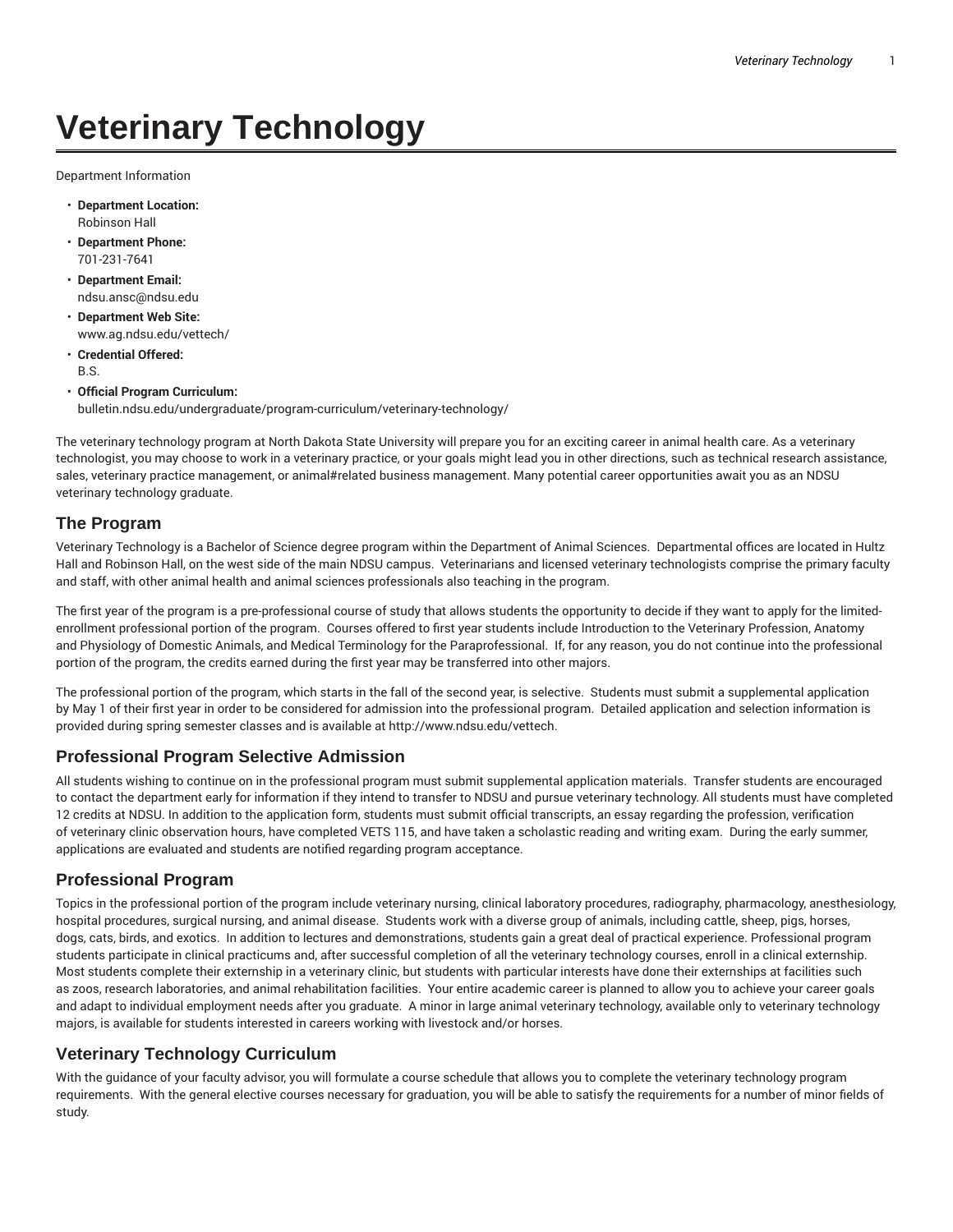# Veterinary Technology

Department Information

- **Department Location:**
  Robinson Hall
- **Department Phone:**
  701-231-7641
- **Department Email:**
  ndsu.ansc@ndsu.edu
- **Department Web Site:**
  www.ag.ndsu.edu/vettech/
- **Credential Offered:**
  B.S.
- **Official Program Curriculum:**
  bulletin.ndsu.edu/undergraduate/program-curriculum/veterinary-technology/

The veterinary technology program at North Dakota State University will prepare you for an exciting career in animal health care. As a veterinary technologist, you may choose to work in a veterinary practice, or your goals might lead you in other directions, such as technical research assistance, sales, veterinary practice management, or animal#related business management. Many potential career opportunities await you as an NDSU veterinary technology graduate.

## The Program

Veterinary Technology is a Bachelor of Science degree program within the Department of Animal Sciences. Departmental offices are located in Hultz Hall and Robinson Hall, on the west side of the main NDSU campus. Veterinarians and licensed veterinary technologists comprise the primary faculty and staff, with other animal health and animal sciences professionals also teaching in the program.

The first year of the program is a pre-professional course of study that allows students the opportunity to decide if they want to apply for the limited-enrollment professional portion of the program. Courses offered to first year students include Introduction to the Veterinary Profession, Anatomy and Physiology of Domestic Animals, and Medical Terminology for the Paraprofessional. If, for any reason, you do not continue into the professional portion of the program, the credits earned during the first year may be transferred into other majors.

The professional portion of the program, which starts in the fall of the second year, is selective. Students must submit a supplemental application by May 1 of their first year in order to be considered for admission into the professional program. Detailed application and selection information is provided during spring semester classes and is available at http://www.ndsu.edu/vettech.

## Professional Program Selective Admission

All students wishing to continue on in the professional program must submit supplemental application materials. Transfer students are encouraged to contact the department early for information if they intend to transfer to NDSU and pursue veterinary technology. All students must have completed 12 credits at NDSU. In addition to the application form, students must submit official transcripts, an essay regarding the profession, verification of veterinary clinic observation hours, have completed VETS 115, and have taken a scholastic reading and writing exam. During the early summer, applications are evaluated and students are notified regarding program acceptance.

## Professional Program

Topics in the professional portion of the program include veterinary nursing, clinical laboratory procedures, radiography, pharmacology, anesthesiology, hospital procedures, surgical nursing, and animal disease. Students work with a diverse group of animals, including cattle, sheep, pigs, horses, dogs, cats, birds, and exotics. In addition to lectures and demonstrations, students gain a great deal of practical experience. Professional program students participate in clinical practicums and, after successful completion of all the veterinary technology courses, enroll in a clinical externship. Most students complete their externship in a veterinary clinic, but students with particular interests have done their externships at facilities such as zoos, research laboratories, and animal rehabilitation facilities. Your entire academic career is planned to allow you to achieve your career goals and adapt to individual employment needs after you graduate. A minor in large animal veterinary technology, available only to veterinary technology majors, is available for students interested in careers working with livestock and/or horses.

## Veterinary Technology Curriculum

With the guidance of your faculty advisor, you will formulate a course schedule that allows you to complete the veterinary technology program requirements. With the general elective courses necessary for graduation, you will be able to satisfy the requirements for a number of minor fields of study.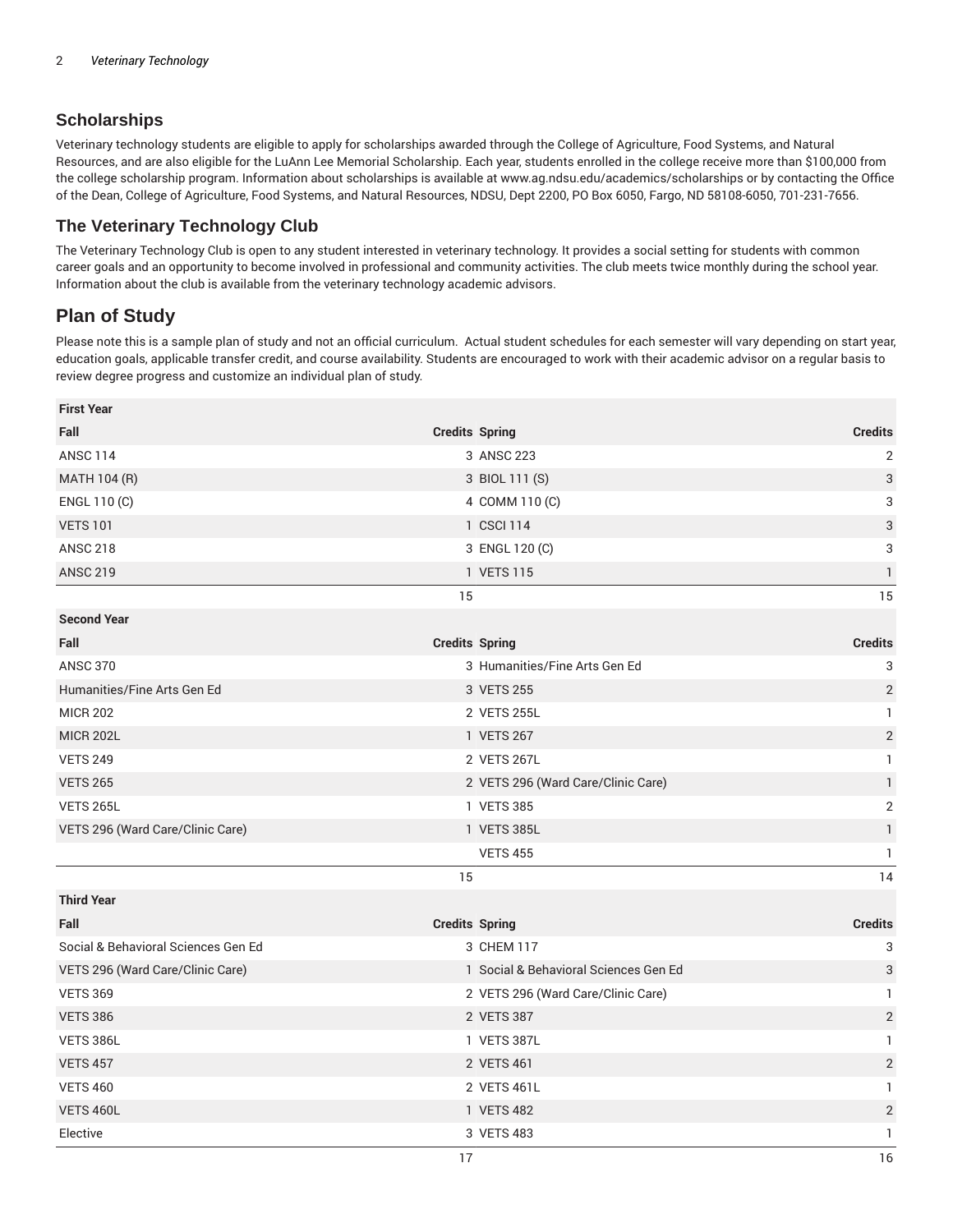## Scholarships

Veterinary technology students are eligible to apply for scholarships awarded through the College of Agriculture, Food Systems, and Natural Resources, and are also eligible for the LuAnn Lee Memorial Scholarship. Each year, students enrolled in the college receive more than $100,000 from the college scholarship program. Information about scholarships is available at www.ag.ndsu.edu/academics/scholarships or by contacting the Office of the Dean, College of Agriculture, Food Systems, and Natural Resources, NDSU, Dept 2200, PO Box 6050, Fargo, ND 58108-6050, 701-231-7656.

## The Veterinary Technology Club

The Veterinary Technology Club is open to any student interested in veterinary technology. It provides a social setting for students with common career goals and an opportunity to become involved in professional and community activities. The club meets twice monthly during the school year. Information about the club is available from the veterinary technology academic advisors.

## Plan of Study

Please note this is a sample plan of study and not an official curriculum. Actual student schedules for each semester will vary depending on start year, education goals, applicable transfer credit, and course availability. Students are encouraged to work with their academic advisor on a regular basis to review degree progress and customize an individual plan of study.

| **First Year** | | | |
|---|---|---|---|
| **Fall** | **Credits** | **Spring** | **Credits** |
| ANSC 114 | 3 | ANSC 223 | 2 |
| MATH 104 (R) | 3 | BIOL 111 (S) | 3 |
| ENGL 110 (C) | 4 | COMM 110 (C) | 3 |
| VETS 101 | 1 | CSCI 114 | 3 |
| ANSC 218 | 3 | ENGL 120 (C) | 3 |
| ANSC 219 | 1 | VETS 115 | 1 |
| | 15 | | 15 |
| **Second Year** | | | |
| **Fall** | **Credits** | **Spring** | **Credits** |
| ANSC 370 | 3 | Humanities/Fine Arts Gen Ed | 3 |
| Humanities/Fine Arts Gen Ed | 3 | VETS 255 | 2 |
| MICR 202 | 2 | VETS 255L | 1 |
| MICR 202L | 1 | VETS 267 | 2 |
| VETS 249 | 2 | VETS 267L | 1 |
| VETS 265 | 2 | VETS 296 (Ward Care/Clinic Care) | 1 |
| VETS 265L | 1 | VETS 385 | 2 |
| VETS 296 (Ward Care/Clinic Care) | 1 | VETS 385L | 1 |
| | | VETS 455 | 1 |
| | 15 | | 14 |
| **Third Year** | | | |
| **Fall** | **Credits** | **Spring** | **Credits** |
| Social & Behavioral Sciences Gen Ed | 3 | CHEM 117 | 3 |
| VETS 296 (Ward Care/Clinic Care) | 1 | Social & Behavioral Sciences Gen Ed | 3 |
| VETS 369 | 2 | VETS 296 (Ward Care/Clinic Care) | 1 |
| VETS 386 | 2 | VETS 387 | 2 |
| VETS 386L | 1 | VETS 387L | 1 |
| VETS 457 | 2 | VETS 461 | 2 |
| VETS 460 | 2 | VETS 461L | 1 |
| VETS 460L | 1 | VETS 482 | 2 |
| Elective | 3 | VETS 483 | 1 |
| | 17 | | 16 |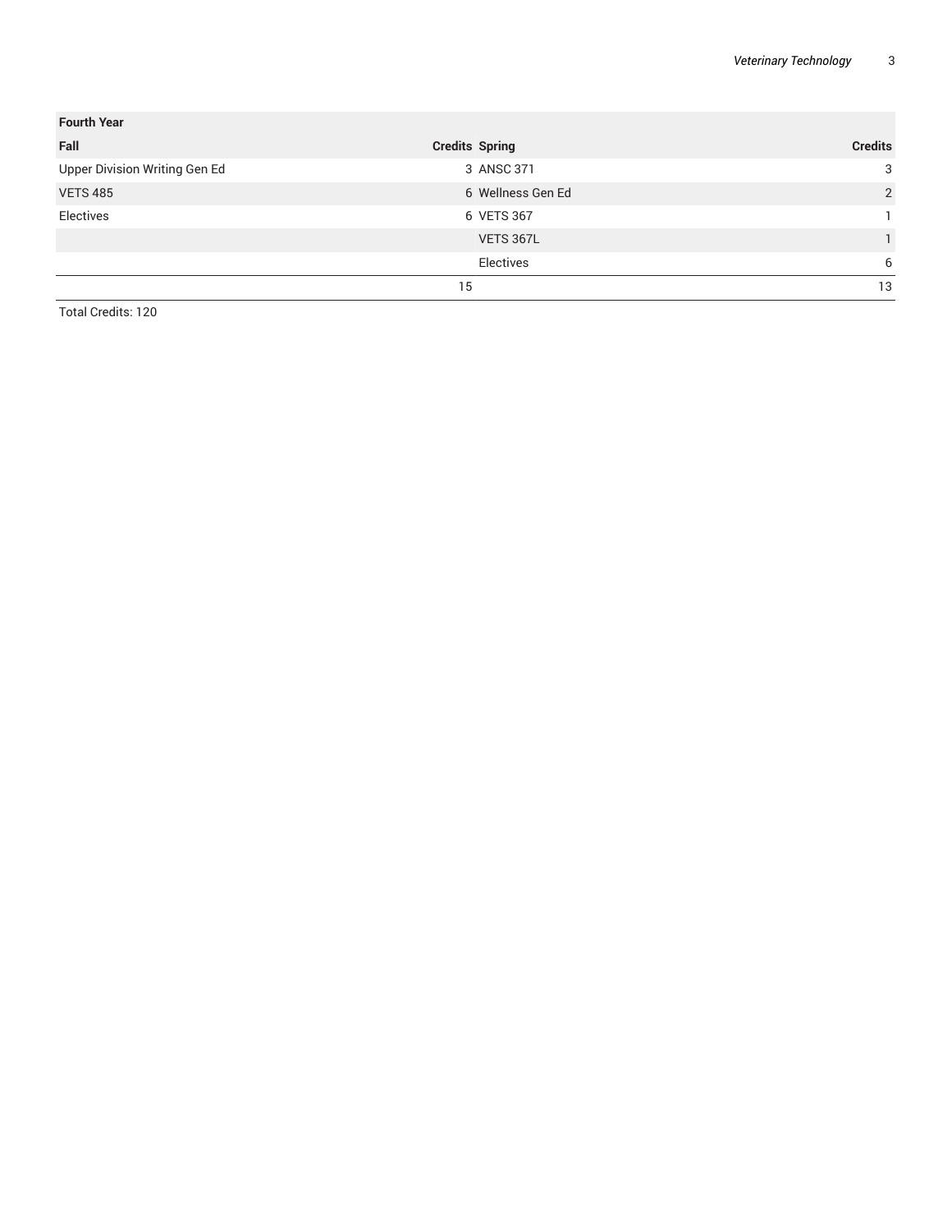| Fourth Year | | | |
| --- | --- | --- | --- |
| **Fall** | **Credits** | **Spring** | **Credits** |
| Upper Division Writing Gen Ed | 3 | ANSC 371 | 3 |
| VETS 485 | 6 | Wellness Gen Ed | 2 |
| Electives | 6 | VETS 367 | 1 |
| | | VETS 367L | 1 |
| | | Electives | 6 |
| | 15 | | 13 |

Total Credits: 120